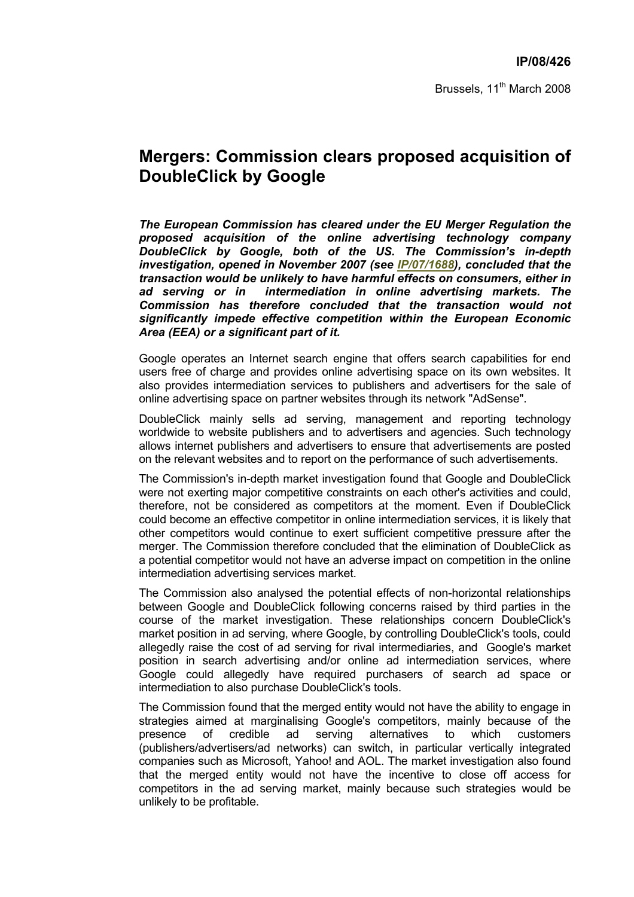**IP/08/426**

Brussels, 11th March 2008

# Mergers: Commission clears proposed acquisition of DoubleClick by Google

***The European Commission has cleared under the EU Merger Regulation the proposed acquisition of the online advertising technology company DoubleClick by Google, both of the US. The Commission's in-depth investigation, opened in November 2007 (see IP/07/1688), concluded that the transaction would be unlikely to have harmful effects on consumers, either in ad serving or in intermediation in online advertising markets. The Commission has therefore concluded that the transaction would not significantly impede effective competition within the European Economic Area (EEA) or a significant part of it.***

Google operates an Internet search engine that offers search capabilities for end users free of charge and provides online advertising space on its own websites. It also provides intermediation services to publishers and advertisers for the sale of online advertising space on partner websites through its network "AdSense".

DoubleClick mainly sells ad serving, management and reporting technology worldwide to website publishers and to advertisers and agencies. Such technology allows internet publishers and advertisers to ensure that advertisements are posted on the relevant websites and to report on the performance of such advertisements.

The Commission's in-depth market investigation found that Google and DoubleClick were not exerting major competitive constraints on each other's activities and could, therefore, not be considered as competitors at the moment. Even if DoubleClick could become an effective competitor in online intermediation services, it is likely that other competitors would continue to exert sufficient competitive pressure after the merger. The Commission therefore concluded that the elimination of DoubleClick as a potential competitor would not have an adverse impact on competition in the online intermediation advertising services market.

The Commission also analysed the potential effects of non-horizontal relationships between Google and DoubleClick following concerns raised by third parties in the course of the market investigation. These relationships concern DoubleClick's market position in ad serving, where Google, by controlling DoubleClick's tools, could allegedly raise the cost of ad serving for rival intermediaries, and Google's market position in search advertising and/or online ad intermediation services, where Google could allegedly have required purchasers of search ad space or intermediation to also purchase DoubleClick's tools.

The Commission found that the merged entity would not have the ability to engage in strategies aimed at marginalising Google's competitors, mainly because of the presence of credible ad serving alternatives to which customers (publishers/advertisers/ad networks) can switch, in particular vertically integrated companies such as Microsoft, Yahoo! and AOL. The market investigation also found that the merged entity would not have the incentive to close off access for competitors in the ad serving market, mainly because such strategies would be unlikely to be profitable.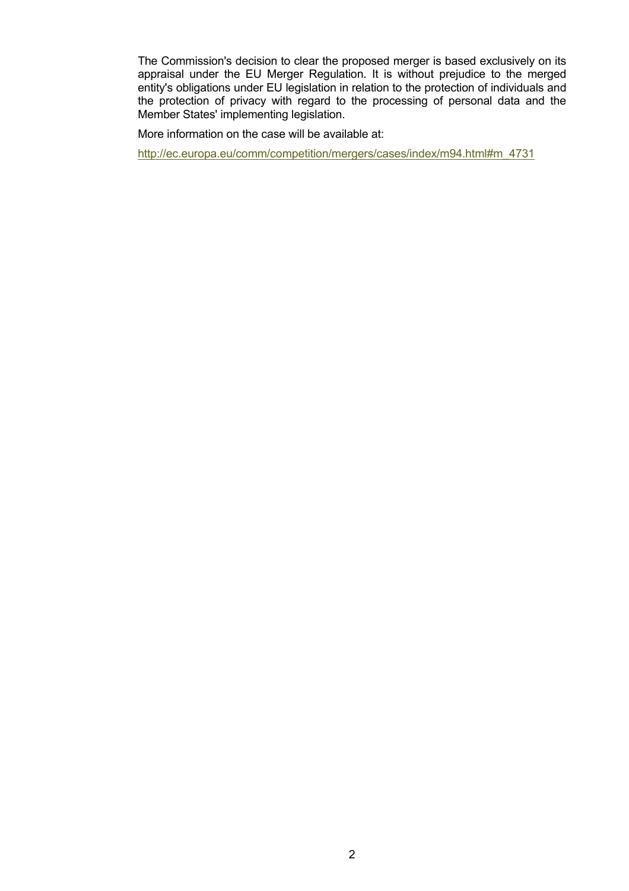The Commission's decision to clear the proposed merger is based exclusively on its appraisal under the EU Merger Regulation. It is without prejudice to the merged entity's obligations under EU legislation in relation to the protection of individuals and the protection of privacy with regard to the processing of personal data and the Member States' implementing legislation.

More information on the case will be available at:

http://ec.europa.eu/comm/competition/mergers/cases/index/m94.html#m_4731